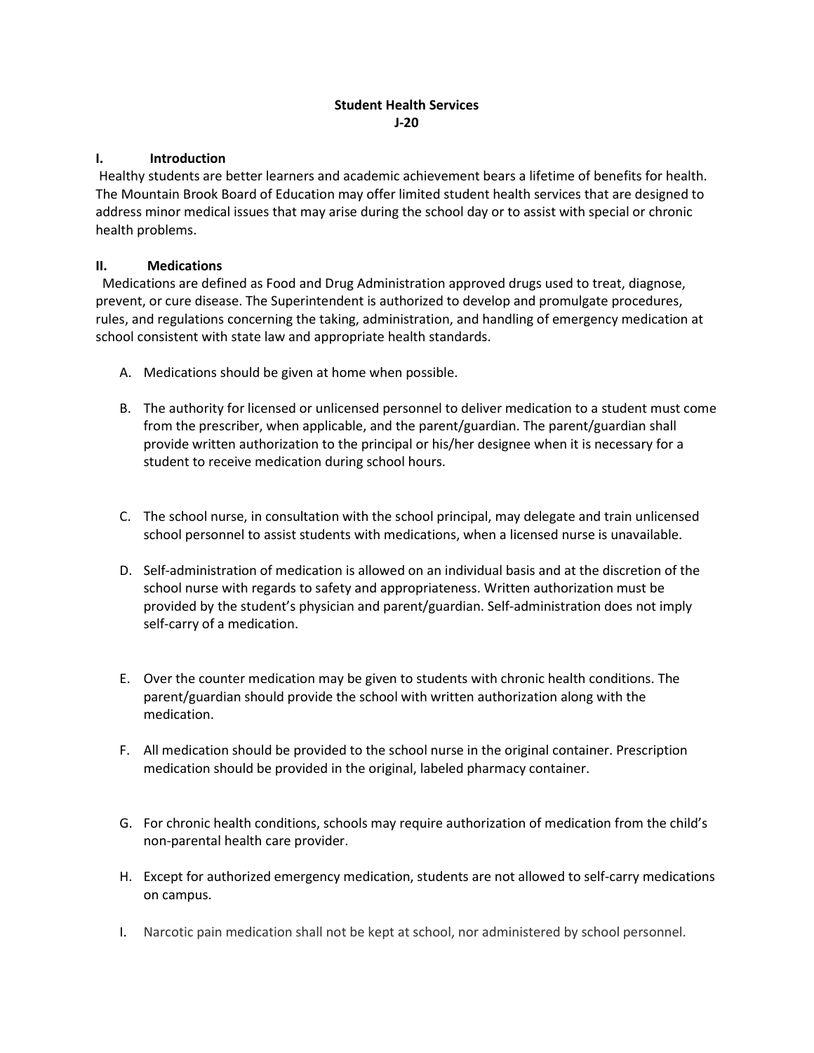# Student Health Services

## J-20

## I. Introduction

Healthy students are better learners and academic achievement bears a lifetime of benefits for health. The Mountain Brook Board of Education may offer limited student health services that are designed to address minor medical issues that may arise during the school day or to assist with special or chronic health problems.

## II. Medications

Medications are defined as Food and Drug Administration approved drugs used to treat, diagnose, prevent, or cure disease. The Superintendent is authorized to develop and promulgate procedures, rules, and regulations concerning the taking, administration, and handling of emergency medication at school consistent with state law and appropriate health standards.

A. Medications should be given at home when possible.

B. The authority for licensed or unlicensed personnel to deliver medication to a student must come from the prescriber, when applicable, and the parent/guardian. The parent/guardian shall provide written authorization to the principal or his/her designee when it is necessary for a student to receive medication during school hours.

C. The school nurse, in consultation with the school principal, may delegate and train unlicensed school personnel to assist students with medications, when a licensed nurse is unavailable.

D. Self-administration of medication is allowed on an individual basis and at the discretion of the school nurse with regards to safety and appropriateness. Written authorization must be provided by the student's physician and parent/guardian. Self-administration does not imply self-carry of a medication.

E. Over the counter medication may be given to students with chronic health conditions. The parent/guardian should provide the school with written authorization along with the medication.

F. All medication should be provided to the school nurse in the original container. Prescription medication should be provided in the original, labeled pharmacy container.

G. For chronic health conditions, schools may require authorization of medication from the child's non-parental health care provider.

H. Except for authorized emergency medication, students are not allowed to self-carry medications on campus.

I. Narcotic pain medication shall not be kept at school, nor administered by school personnel.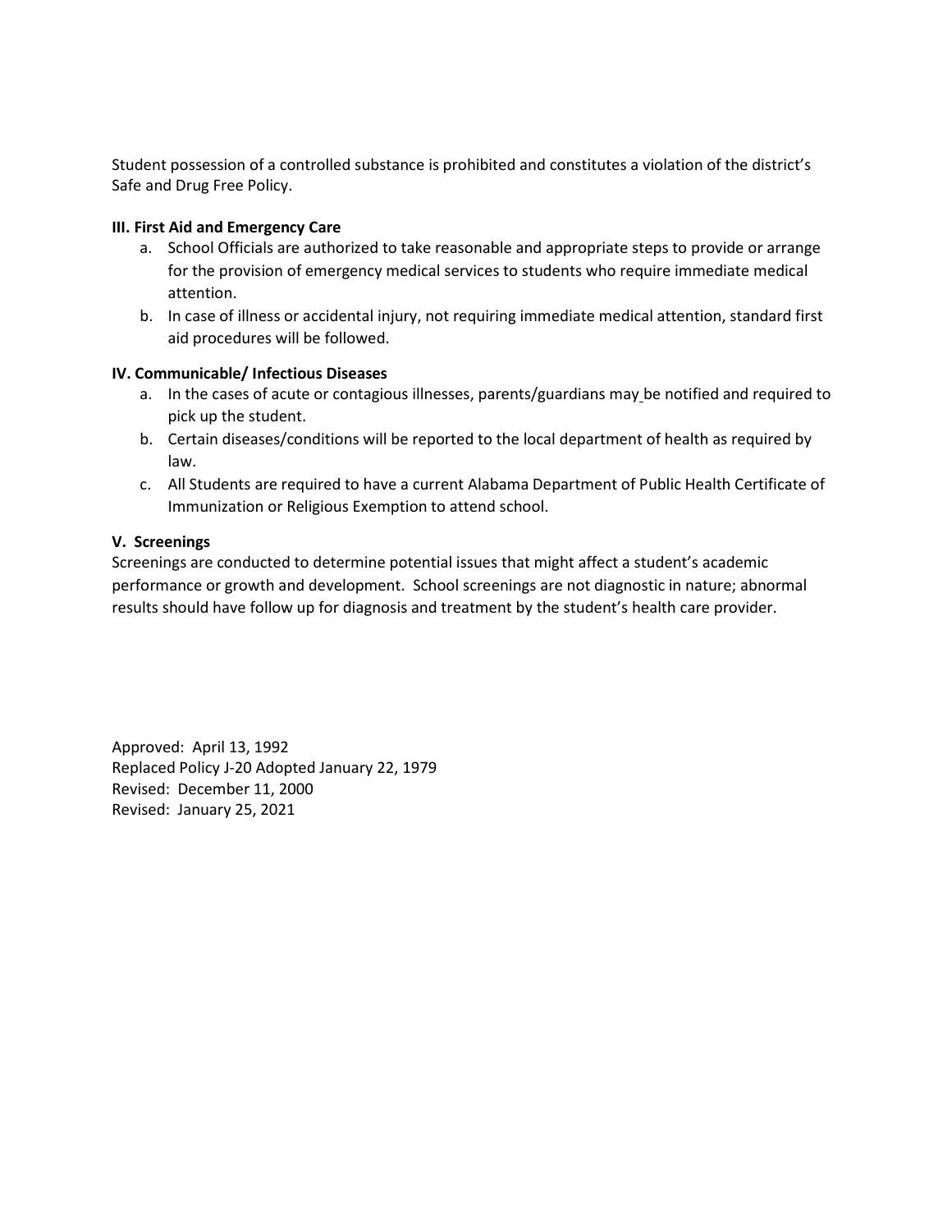Student possession of a controlled substance is prohibited and constitutes a violation of the district's Safe and Drug Free Policy.

**III. First Aid and Emergency Care**

a. School Officials are authorized to take reasonable and appropriate steps to provide or arrange for the provision of emergency medical services to students who require immediate medical attention.
b. In case of illness or accidental injury, not requiring immediate medical attention, standard first aid procedures will be followed.

**IV. Communicable/ Infectious Diseases**

a. In the cases of acute or contagious illnesses, parents/guardians may be notified and required to pick up the student.
b. Certain diseases/conditions will be reported to the local department of health as required by law.
c. All Students are required to have a current Alabama Department of Public Health Certificate of Immunization or Religious Exemption to attend school.

**V. Screenings**

Screenings are conducted to determine potential issues that might affect a student's academic performance or growth and development. School screenings are not diagnostic in nature; abnormal results should have follow up for diagnosis and treatment by the student's health care provider.

Approved: April 13, 1992
Replaced Policy J-20 Adopted January 22, 1979
Revised: December 11, 2000
Revised: January 25, 2021